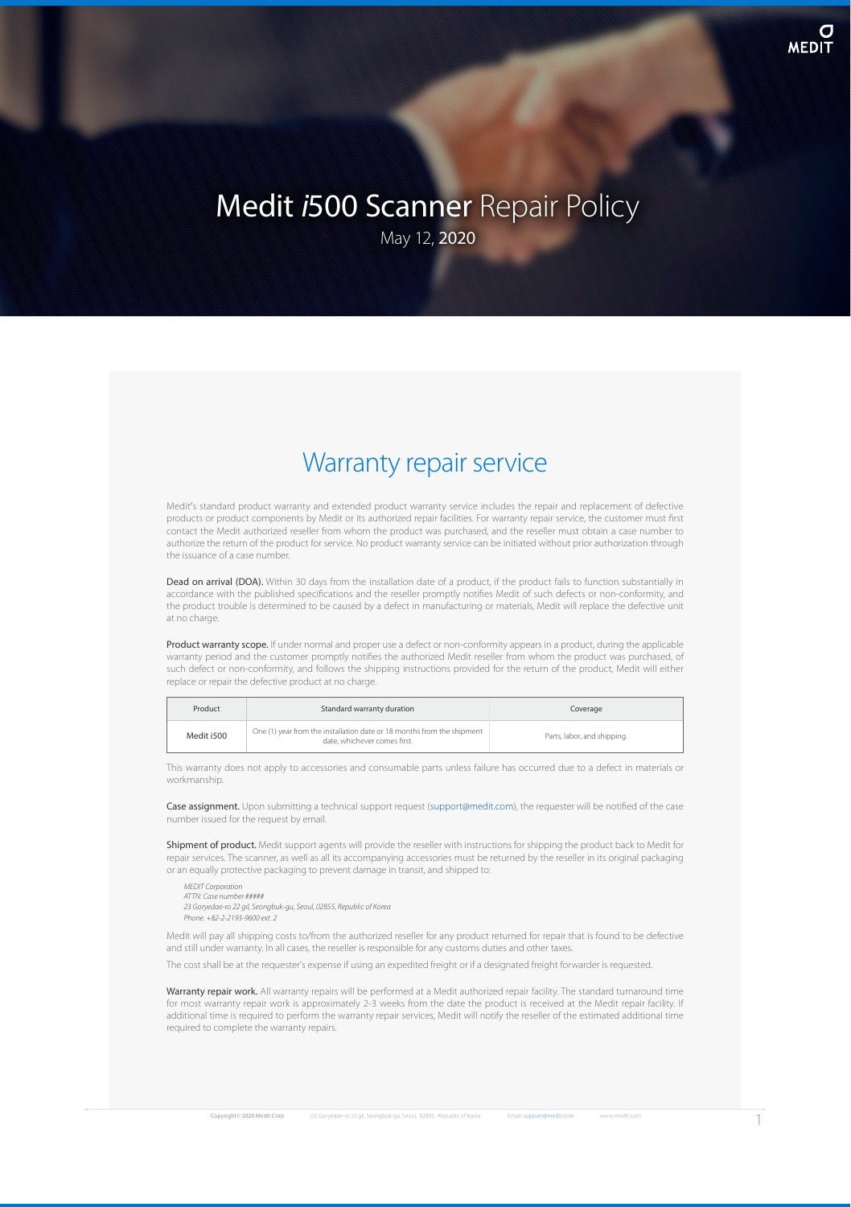# Medit *i*500 Scanner Repair Policy

May 12, 2020

## Warranty repair service

Medit's standard product warranty and extended product warranty service includes the repair and replacement of defective products or product components by Medit or its authorized repair facilities. For warranty repair service, the customer must first contact the Medit authorized reseller from whom the product was purchased, and the reseller must obtain a case number to authorize the return of the product for service. No product warranty service can be initiated without prior authorization through the issuance of a case number.

**Dead on arrival (DOA).** Within 30 days from the installation date of a product, if the product fails to function substantially in accordance with the published specifications and the reseller promptly notifies Medit of such defects or non-conformity, and the product trouble is determined to be caused by a defect in manufacturing or materials, Medit will replace the defective unit at no charge.

**Product warranty scope.** If under normal and proper use a defect or non-conformity appears in a product, during the applicable warranty period and the customer promptly notifies the authorized Medit reseller from whom the product was purchased, of such defect or non-conformity, and follows the shipping instructions provided for the return of the product, Medit will either replace or repair the defective product at no charge.

| Product | Standard warranty duration | Coverage |
| --- | --- | --- |
| Medit i500 | One (1) year from the installation date or 18 months from the shipment date, whichever comes first. | Parts, labor, and shipping. |

This warranty does not apply to accessories and consumable parts unless failure has occurred due to a defect in materials or workmanship.

**Case assignment.** Upon submitting a technical support request (support@medit.com), the requester will be notified of the case number issued for the request by email.

**Shipment of product.** Medit support agents will provide the reseller with instructions for shipping the product back to Medit for repair services. The scanner, as well as all its accompanying accessories must be returned by the reseller in its original packaging or an equally protective packaging to prevent damage in transit, and shipped to:

*MEDIT Corporation*
*ATTN: Case number #####*
*23 Goryedae-ro 22 gil, Seongbuk-gu, Seoul, 02855, Republic of Korea*
*Phone. +82-2-2193-9600 ext. 2*

Medit will pay all shipping costs to/from the authorized reseller for any product returned for repair that is found to be defective and still under warranty. In all cases, the reseller is responsible for any customs duties and other taxes.

The cost shall be at the requester's expense if using an expedited freight or if a designated freight forwarder is requested.

**Warranty repair work.** All warranty repairs will be performed at a Medit authorized repair facility. The standard turnaround time for most warranty repair work is approximately 2-3 weeks from the date the product is received at the Medit repair facility. If additional time is required to perform the warranty repair services, Medit will notify the reseller of the estimated additional time required to complete the warranty repairs.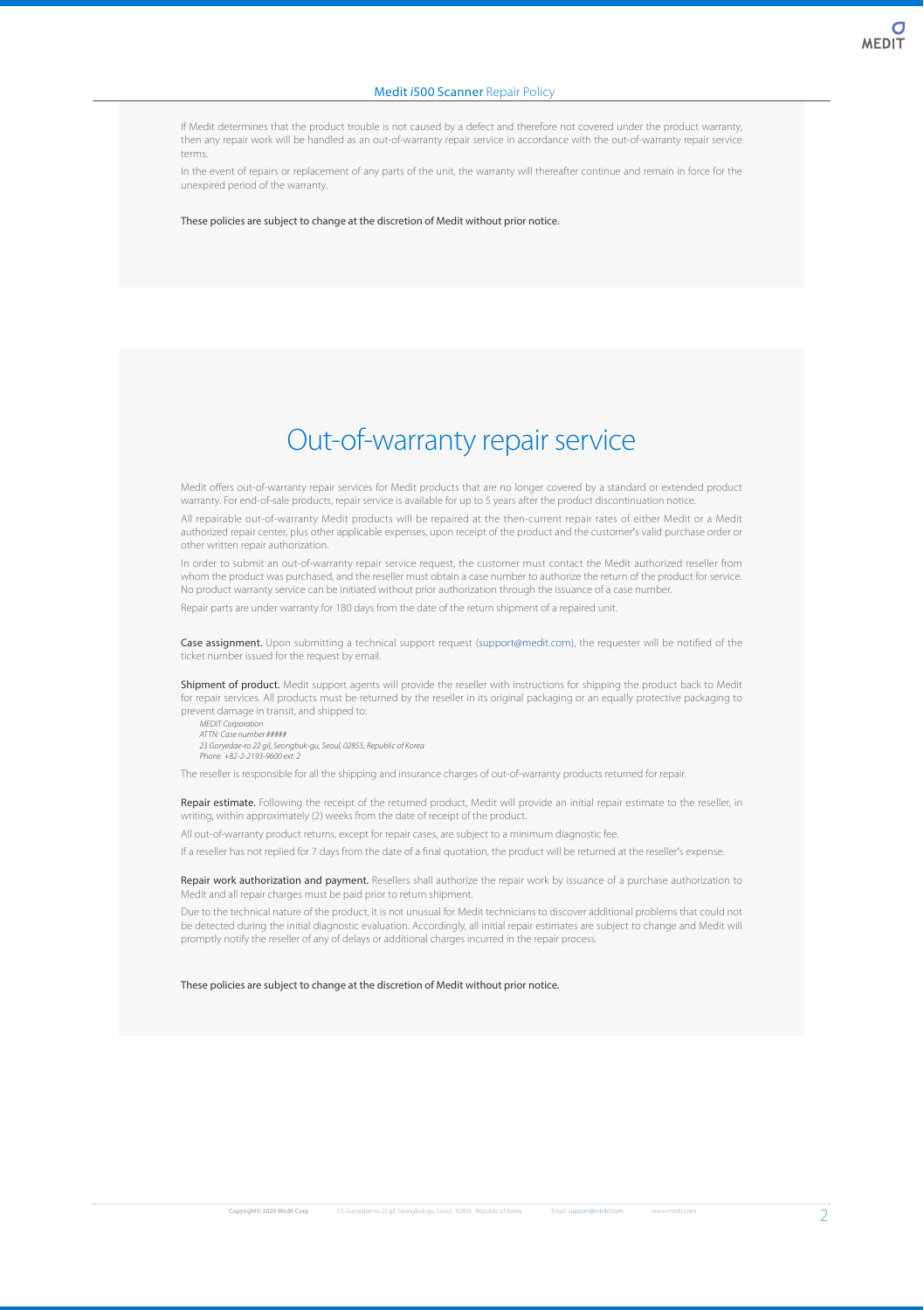If Medit determines that the product trouble is not caused by a defect and therefore not covered under the product warranty, then any repair work will be handled as an out-of-warranty repair service in accordance with the out-of-warranty repair service terms.

In the event of repairs or replacement of any parts of the unit, the warranty will thereafter continue and remain in force for the unexpired period of the warranty.

These policies are subject to change at the discretion of Medit without prior notice.

# Out-of-warranty repair service

Medit offers out-of-warranty repair services for Medit products that are no longer covered by a standard or extended product warranty. For end-of-sale products, repair service is available for up to 5 years after the product discontinuation notice.

All repairable out-of-warranty Medit products will be repaired at the then-current repair rates of either Medit or a Medit authorized repair center, plus other applicable expenses, upon receipt of the product and the customer's valid purchase order or other written repair authorization.

In order to submit an out-of-warranty repair service request, the customer must contact the Medit authorized reseller from whom the product was purchased, and the reseller must obtain a case number to authorize the return of the product for service. No product warranty service can be initiated without prior authorization through the issuance of a case number.

Repair parts are under warranty for 180 days from the date of the return shipment of a repaired unit.

**Case assignment.** Upon submitting a technical support request (support@medit.com), the requester will be notified of the ticket number issued for the request by email.

**Shipment of product.** Medit support agents will provide the reseller with instructions for shipping the product back to Medit for repair services. All products must be returned by the reseller in its original packaging or an equally protective packaging to prevent damage in transit, and shipped to:

*MEDIT Corporation*
*ATTN: Case number #####*
*23 Goryedae-ro 22 gil, Seongbuk-gu, Seoul, 02855, Republic of Korea*
*Phone +82-2-2193-9600 ext. 2*

The reseller is responsible for all the shipping and insurance charges of out-of-warranty products returned for repair.

**Repair estimate.** Following the receipt of the returned product, Medit will provide an initial repair estimate to the reseller, in writing, within approximately (2) weeks from the date of receipt of the product.

All out-of-warranty product returns, except for repair cases, are subject to a minimum diagnostic fee.

If a reseller has not replied for 7 days from the date of a final quotation, the product will be returned at the reseller's expense.

**Repair work authorization and payment.** Resellers shall authorize the repair work by issuance of a purchase authorization to Medit and all repair charges must be paid prior to return shipment.

Due to the technical nature of the product, it is not unusual for Medit technicians to discover additional problems that could not be detected during the initial diagnostic evaluation. Accordingly, all initial repair estimates are subject to change and Medit will promptly notify the reseller of any of delays or additional charges incurred in the repair process.

These policies are subject to change at the discretion of Medit without prior notice.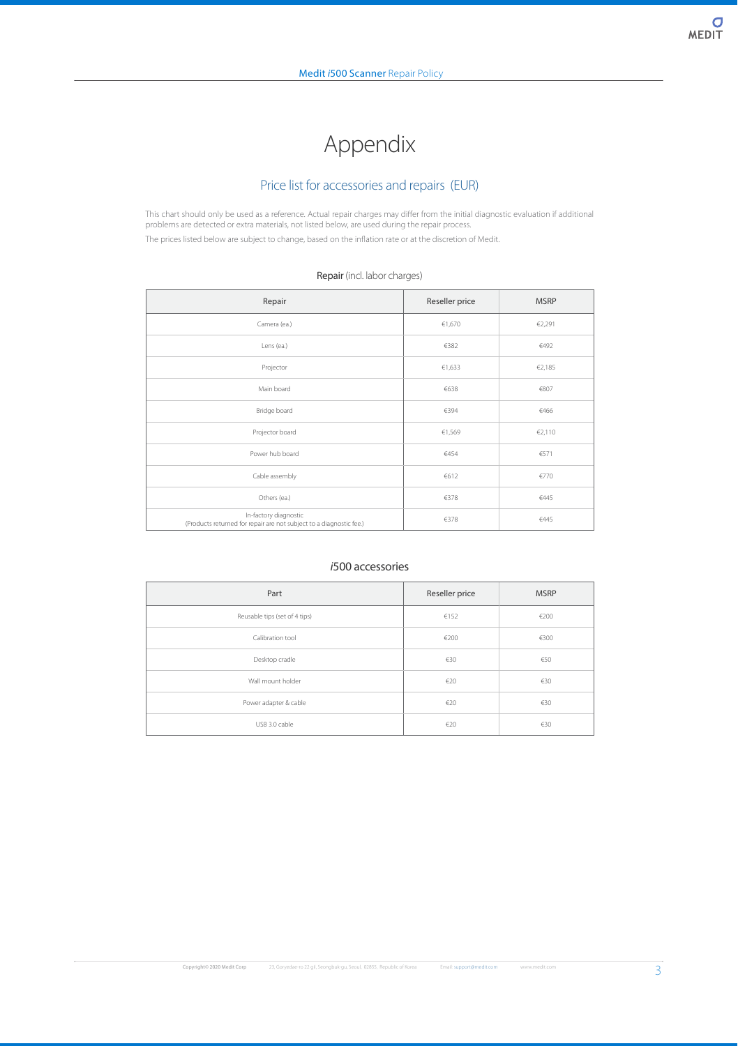# Appendix

## Price list for accessories and repairs (EUR)

This chart should only be used as a reference. Actual repair charges may differ from the initial diagnostic evaluation if additional problems are detected or extra materials, not listed below, are used during the repair process.

The prices listed below are subject to change, based on the inflation rate or at the discretion of Medit.

### **Repair** (incl. labor charges)

| Repair | Reseller price | MSRP |
|---|---|---|
| Camera (ea.) | €1,670 | €2,291 |
| Lens (ea.) | €382 | €492 |
| Projector | €1,633 | €2,185 |
| Main board | €638 | €807 |
| Bridge board | €394 | €466 |
| Projector board | €1,569 | €2,110 |
| Power hub board | €454 | €571 |
| Cable assembly | €612 | €770 |
| Others (ea.) | €378 | €445 |
| In-factory diagnostic (Products returned for repair are not subject to a diagnostic fee.) | €378 | €445 |

### *i*500 accessories

| Part | Reseller price | MSRP |
|---|---|---|
| Reusable tips (set of 4 tips) | €152 | €200 |
| Calibration tool | €200 | €300 |
| Desktop cradle | €30 | €50 |
| Wall mount holder | €20 | €30 |
| Power adapter & cable | €20 | €30 |
| USB 3.0 cable | €20 | €30 |